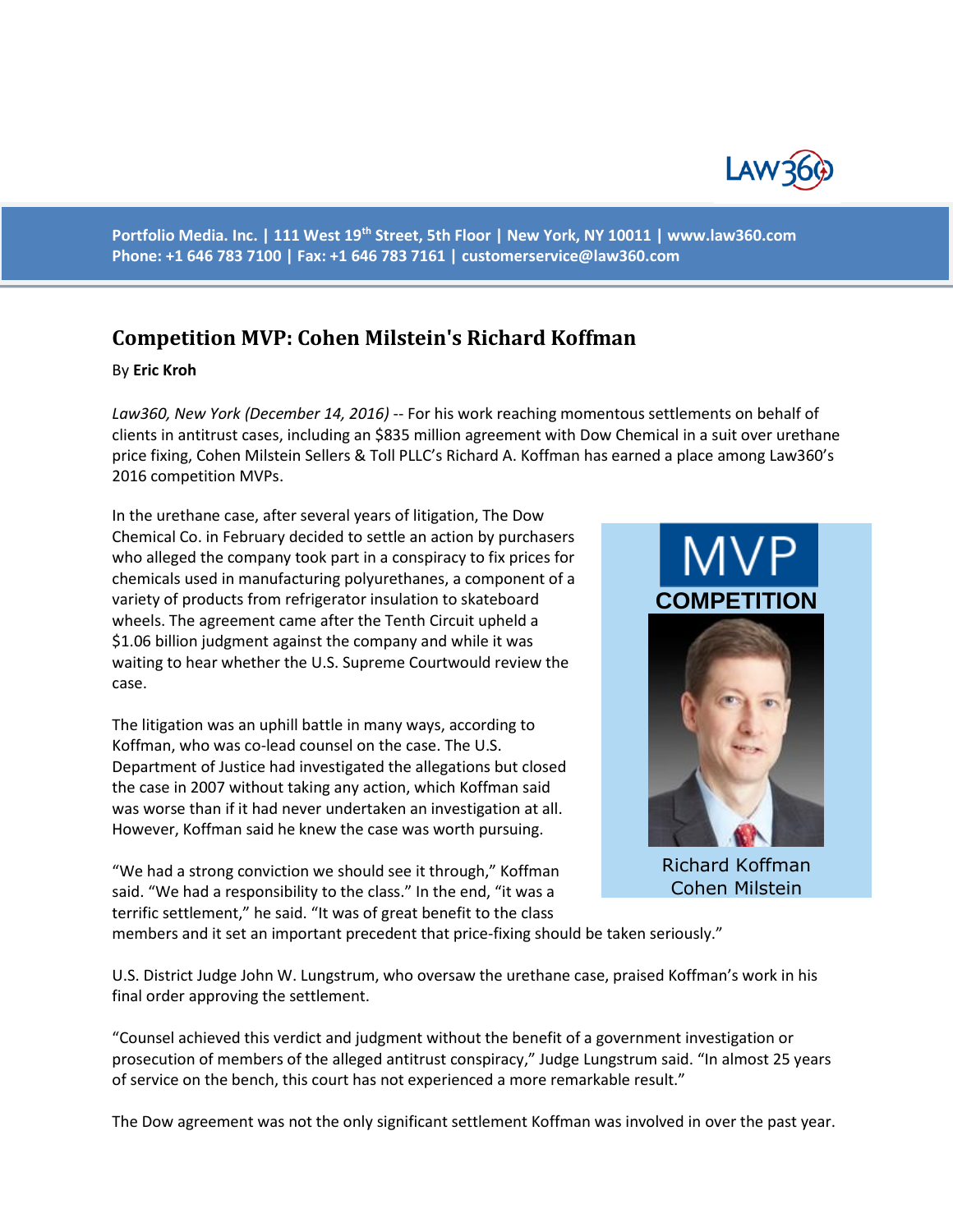Portfolio Media. Inc. | 111 West 19th Street, 5th Floor | New York, NY 10011 | www.law360.com
Phone: +1 646 783 7100 | Fax: +1 646 783 7161 | customerservice@law360.com

# Competition MVP: Cohen Milstein's Richard Koffman

By **Eric Kroh**

*Law360, New York (December 14, 2016)* -- For his work reaching momentous settlements on behalf of clients in antitrust cases, including an $835 million agreement with Dow Chemical in a suit over urethane price fixing, Cohen Milstein Sellers & Toll PLLC's Richard A. Koffman has earned a place among Law360's 2016 competition MVPs.

In the urethane case, after several years of litigation, The Dow Chemical Co. in February decided to settle an action by purchasers who alleged the company took part in a conspiracy to fix prices for chemicals used in manufacturing polyurethanes, a component of a variety of products from refrigerator insulation to skateboard wheels. The agreement came after the Tenth Circuit upheld a $1.06 billion judgment against the company and while it was waiting to hear whether the U.S. Supreme Courtwould review the case.

MVP COMPETITION

Richard Koffman
Cohen Milstein

The litigation was an uphill battle in many ways, according to Koffman, who was co-lead counsel on the case. The U.S. Department of Justice had investigated the allegations but closed the case in 2007 without taking any action, which Koffman said was worse than if it had never undertaken an investigation at all. However, Koffman said he knew the case was worth pursuing.

"We had a strong conviction we should see it through," Koffman said. "We had a responsibility to the class." In the end, "it was a terrific settlement," he said. "It was of great benefit to the class members and it set an important precedent that price-fixing should be taken seriously."

U.S. District Judge John W. Lungstrum, who oversaw the urethane case, praised Koffman's work in his final order approving the settlement.

"Counsel achieved this verdict and judgment without the benefit of a government investigation or prosecution of members of the alleged antitrust conspiracy," Judge Lungstrum said. "In almost 25 years of service on the bench, this court has not experienced a more remarkable result."

The Dow agreement was not the only significant settlement Koffman was involved in over the past year.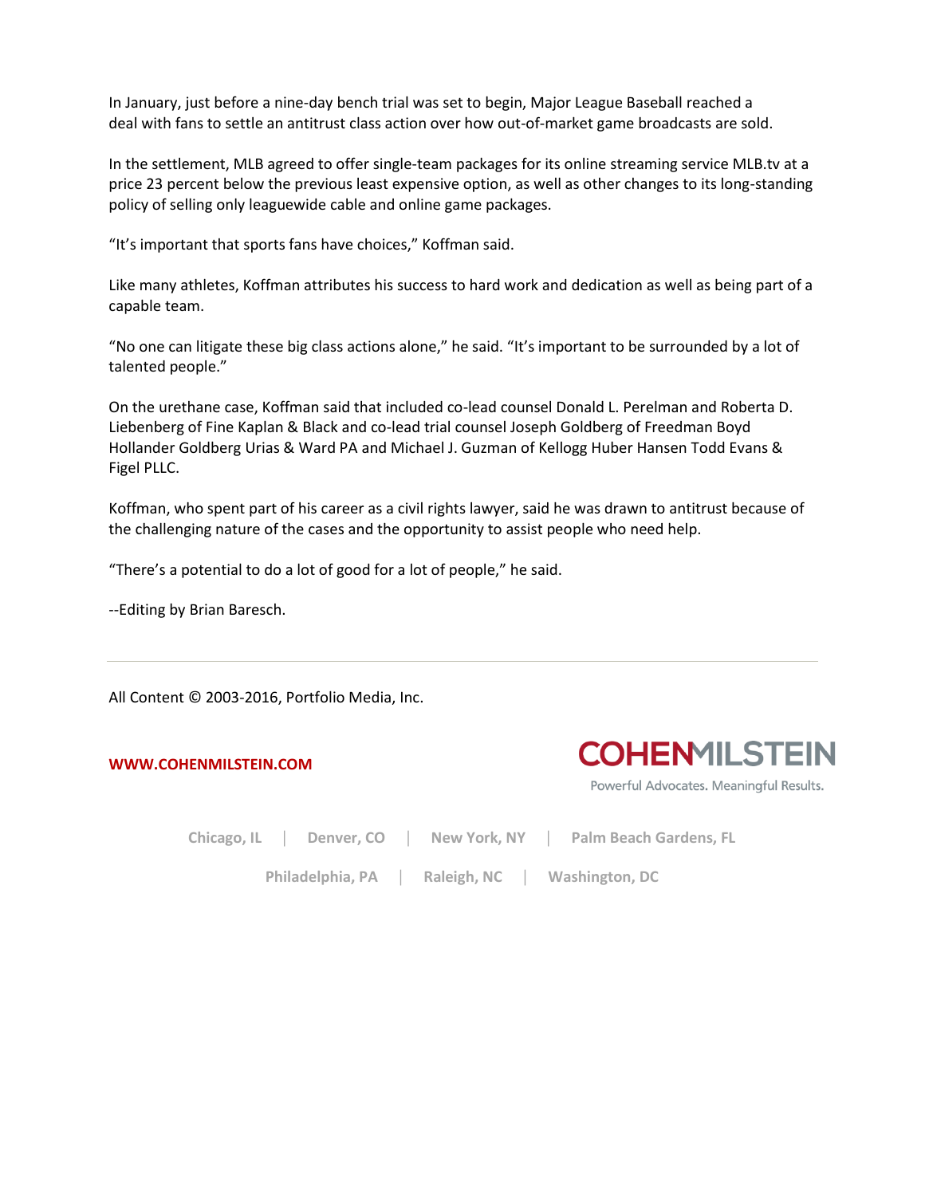In January, just before a nine-day bench trial was set to begin, Major League Baseball reached a deal with fans to settle an antitrust class action over how out-of-market game broadcasts are sold.

In the settlement, MLB agreed to offer single-team packages for its online streaming service MLB.tv at a price 23 percent below the previous least expensive option, as well as other changes to its long-standing policy of selling only leaguewide cable and online game packages.

"It's important that sports fans have choices," Koffman said.

Like many athletes, Koffman attributes his success to hard work and dedication as well as being part of a capable team.

"No one can litigate these big class actions alone," he said. "It's important to be surrounded by a lot of talented people."

On the urethane case, Koffman said that included co-lead counsel Donald L. Perelman and Roberta D. Liebenberg of Fine Kaplan & Black and co-lead trial counsel Joseph Goldberg of Freedman Boyd Hollander Goldberg Urias & Ward PA and Michael J. Guzman of Kellogg Huber Hansen Todd Evans & Figel PLLC.

Koffman, who spent part of his career as a civil rights lawyer, said he was drawn to antitrust because of the challenging nature of the cases and the opportunity to assist people who need help.

"There's a potential to do a lot of good for a lot of people," he said.

--Editing by Brian Baresch.

---

All Content © 2003-2016, Portfolio Media, Inc.

**WWW.COHENMILSTEIN.COM**

**COHENMILSTEIN**

Powerful Advocates. Meaningful Results.

Chicago, IL | Denver, CO | New York, NY | Palm Beach Gardens, FL

Philadelphia, PA | Raleigh, NC | Washington, DC